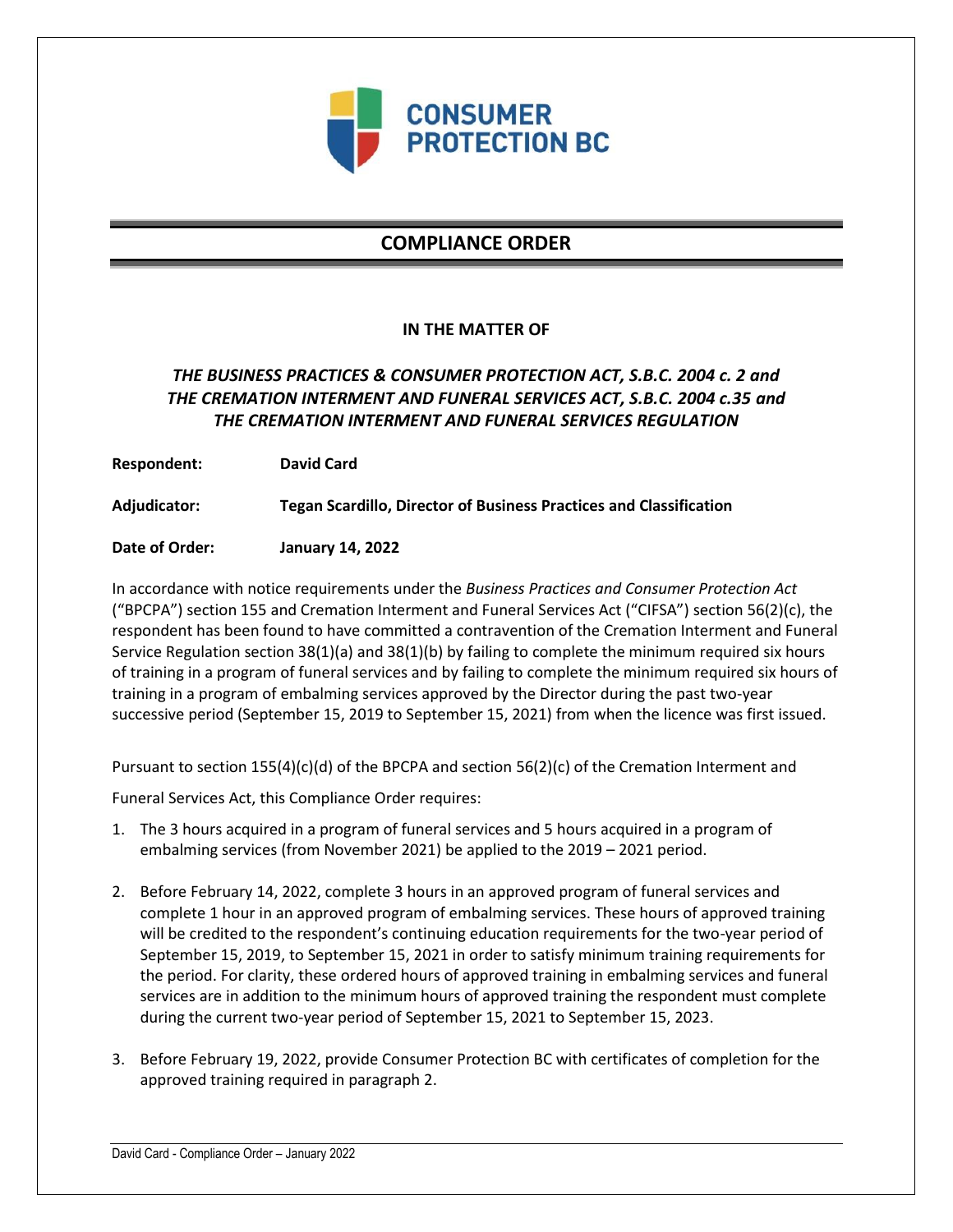CONSUMER PROTECTION BC

# COMPLIANCE ORDER

**IN THE MATTER OF**

***THE BUSINESS PRACTICES & CONSUMER PROTECTION ACT, S.B.C. 2004 c. 2 and THE CREMATION INTERMENT AND FUNERAL SERVICES ACT, S.B.C. 2004 c.35 and THE CREMATION INTERMENT AND FUNERAL SERVICES REGULATION***

**Respondent:** **David Card**

**Adjudicator:** **Tegan Scardillo, Director of Business Practices and Classification**

**Date of Order:** **January 14, 2022**

In accordance with notice requirements under the *Business Practices and Consumer Protection Act* ("BPCPA") section 155 and Cremation Interment and Funeral Services Act ("CIFSA") section 56(2)(c), the respondent has been found to have committed a contravention of the Cremation Interment and Funeral Service Regulation section 38(1)(a) and 38(1)(b) by failing to complete the minimum required six hours of training in a program of funeral services and by failing to complete the minimum required six hours of training in a program of embalming services approved by the Director during the past two-year successive period (September 15, 2019 to September 15, 2021) from when the licence was first issued.

Pursuant to section 155(4)(c)(d) of the BPCPA and section 56(2)(c) of the Cremation Interment and Funeral Services Act, this Compliance Order requires:

1. The 3 hours acquired in a program of funeral services and 5 hours acquired in a program of embalming services (from November 2021) be applied to the 2019 – 2021 period.
2. Before February 14, 2022, complete 3 hours in an approved program of funeral services and complete 1 hour in an approved program of embalming services. These hours of approved training will be credited to the respondent's continuing education requirements for the two-year period of September 15, 2019, to September 15, 2021 in order to satisfy minimum training requirements for the period. For clarity, these ordered hours of approved training in embalming services and funeral services are in addition to the minimum hours of approved training the respondent must complete during the current two-year period of September 15, 2021 to September 15, 2023.
3. Before February 19, 2022, provide Consumer Protection BC with certificates of completion for the approved training required in paragraph 2.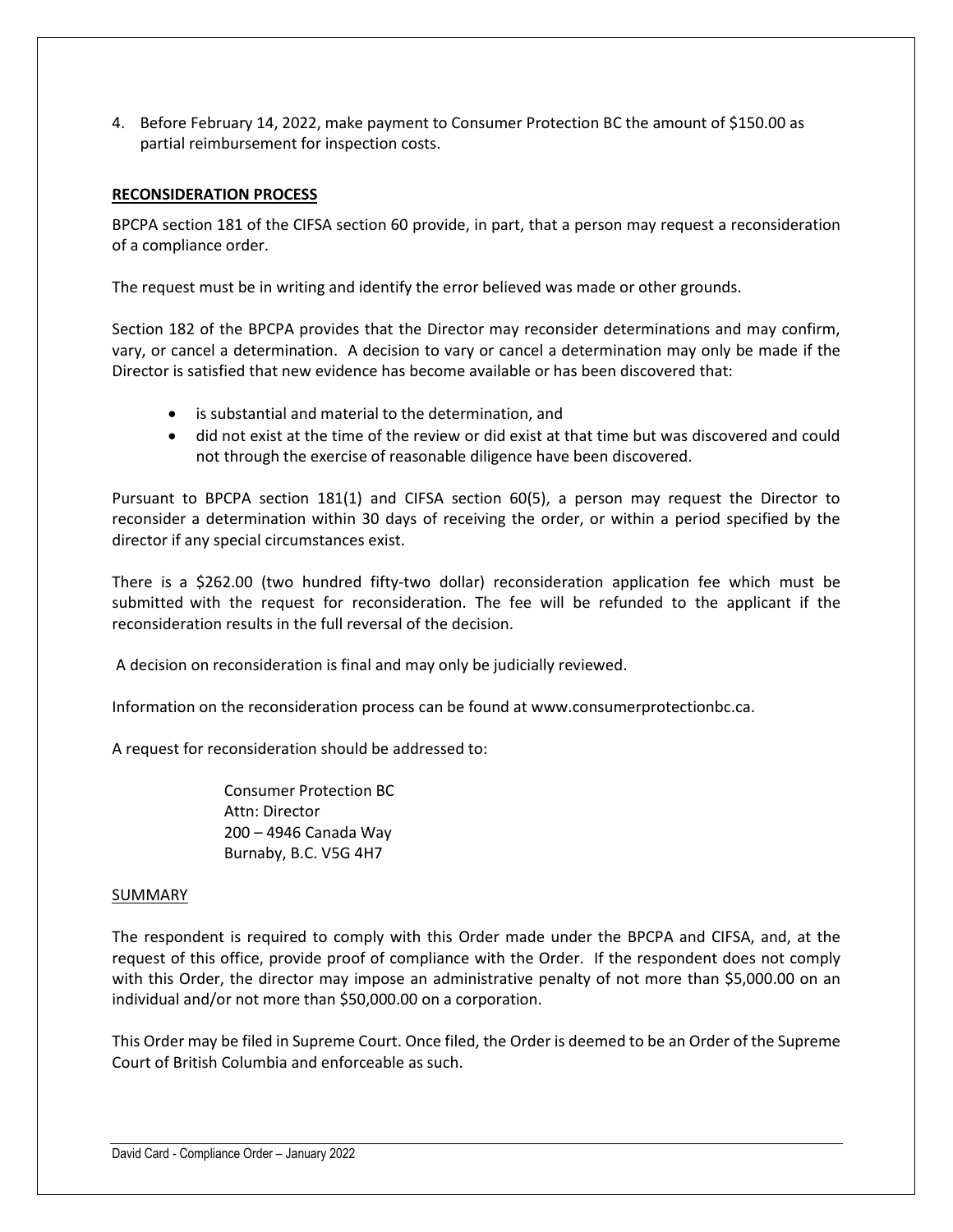4. Before February 14, 2022, make payment to Consumer Protection BC the amount of $150.00 as partial reimbursement for inspection costs.

**RECONSIDERATION PROCESS**

BPCPA section 181 of the CIFSA section 60 provide, in part, that a person may request a reconsideration of a compliance order.

The request must be in writing and identify the error believed was made or other grounds.

Section 182 of the BPCPA provides that the Director may reconsider determinations and may confirm, vary, or cancel a determination. A decision to vary or cancel a determination may only be made if the Director is satisfied that new evidence has become available or has been discovered that:

- is substantial and material to the determination, and
- did not exist at the time of the review or did exist at that time but was discovered and could not through the exercise of reasonable diligence have been discovered.

Pursuant to BPCPA section 181(1) and CIFSA section 60(5), a person may request the Director to reconsider a determination within 30 days of receiving the order, or within a period specified by the director if any special circumstances exist.

There is a $262.00 (two hundred fifty-two dollar) reconsideration application fee which must be submitted with the request for reconsideration. The fee will be refunded to the applicant if the reconsideration results in the full reversal of the decision.

A decision on reconsideration is final and may only be judicially reviewed.

Information on the reconsideration process can be found at www.consumerprotectionbc.ca.

A request for reconsideration should be addressed to:

Consumer Protection BC
Attn: Director
200 – 4946 Canada Way
Burnaby, B.C. V5G 4H7

SUMMARY

The respondent is required to comply with this Order made under the BPCPA and CIFSA, and, at the request of this office, provide proof of compliance with the Order. If the respondent does not comply with this Order, the director may impose an administrative penalty of not more than $5,000.00 on an individual and/or not more than $50,000.00 on a corporation.

This Order may be filed in Supreme Court. Once filed, the Order is deemed to be an Order of the Supreme Court of British Columbia and enforceable as such.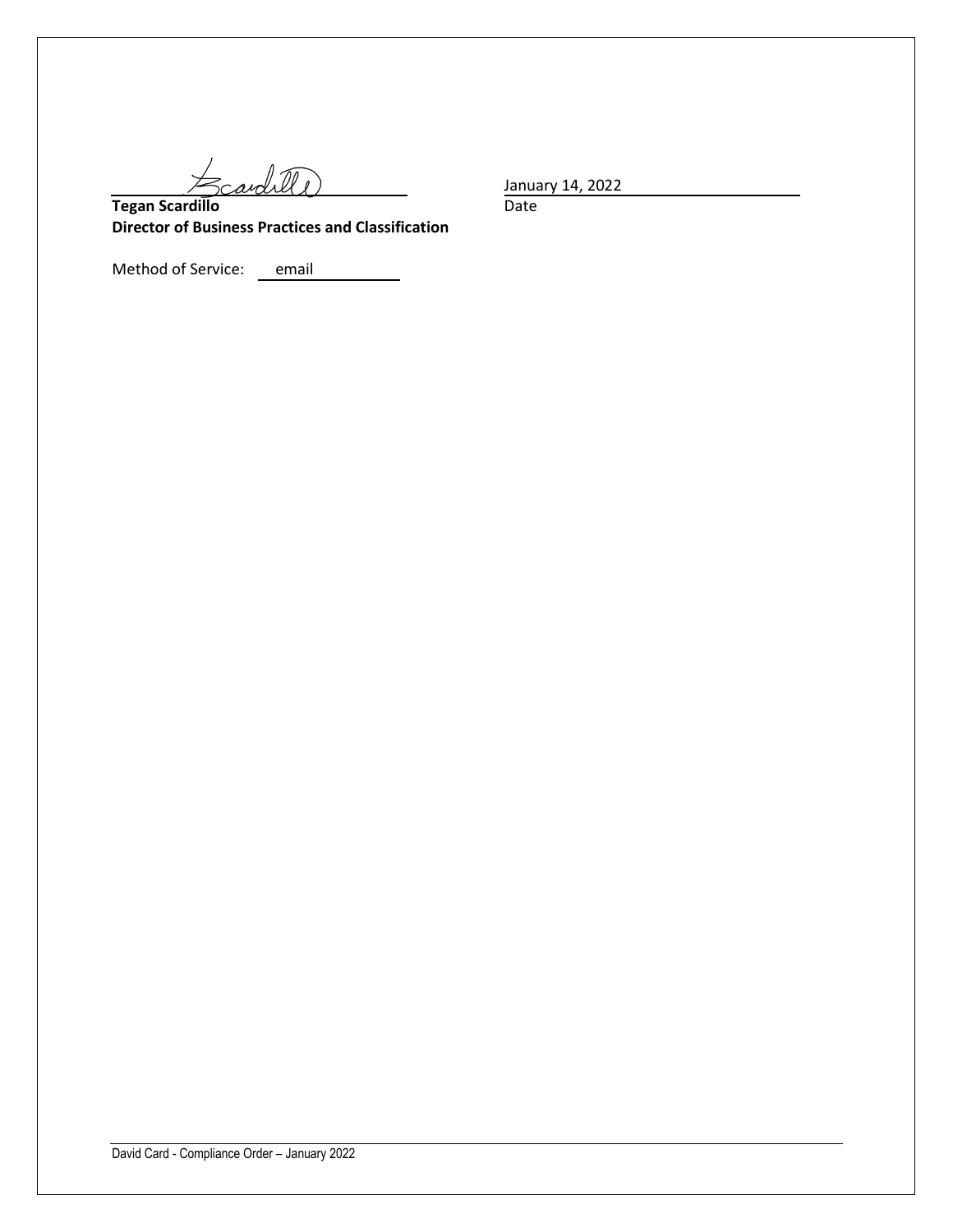Scardillo

**Tegan Scardillo**
**Director of Business Practices and Classification**

January 14, 2022
Date

Method of Service: email